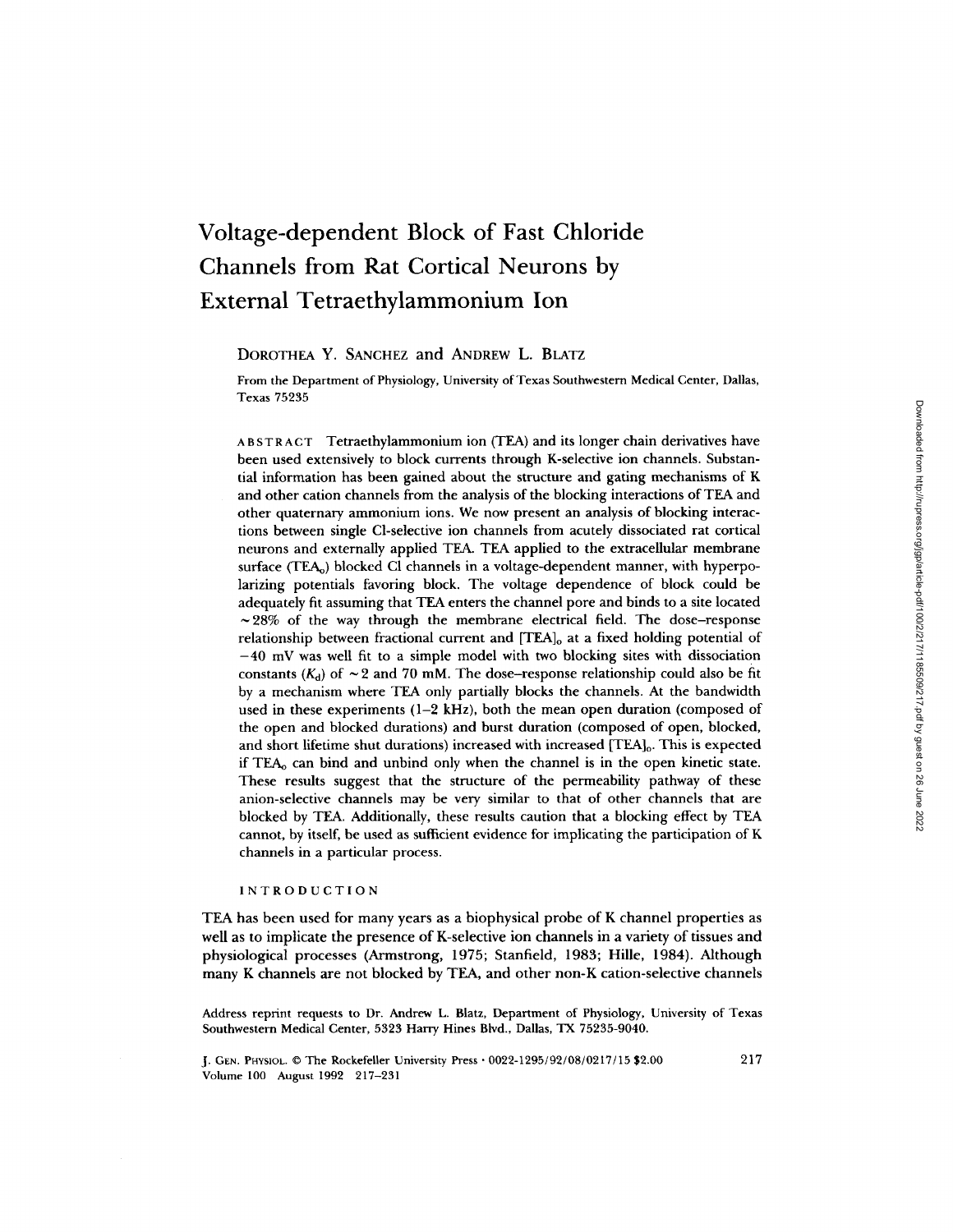# Voltage-dependent Block of Fast Chloride Channels from Rat Cortical Neurons by External Tetraethylammonium Ion

DOROTHEA Y. SANCHEZ and ANDREW L. BLATZ

From the Department of Physiology, University of Texas Southwestern Medical Center, Dallas, Texas 75235

ABSTRACT Tetraethylammonium ion (TEA) and its longer chain derivatives have been used extensively to block currents through K-selective ion channels. Substantial information has been gained about the structure and gating mechanisms of K and other cation channels from the analysis of the blocking interactions of TEA and other quaternary ammonium ions. We now present an analysis of blocking interactions between single Cl-selective ion channels from acutely dissociated rat cortical neurons and externally applied TEA. TEA applied to the extracellular membrane surface ($TEA_o$) blocked Cl channels in a voltage-dependent manner, with hyperpolarizing potentials favoring block. The voltage dependence of block could be adequately fit assuming that TEA enters the channel pore and binds to a site located ~28% of the way through the membrane electrical field. The dose–response relationship between fractional current and $[TEA]_o$ at a fixed holding potential of −40 mV was well fit to a simple model with two blocking sites with dissociation constants ($K_d$) of ~2 and 70 mM. The dose–response relationship could also be fit by a mechanism where TEA only partially blocks the channels. At the bandwidth used in these experiments (1–2 kHz), both the mean open duration (composed of the open and blocked durations) and burst duration (composed of open, blocked, and short lifetime shut durations) increased with increased $[TEA]_o$. This is expected if $TEA_o$ can bind and unbind only when the channel is in the open kinetic state. These results suggest that the structure of the permeability pathway of these anion-selective channels may be very similar to that of other channels that are blocked by TEA. Additionally, these results caution that a blocking effect by TEA cannot, by itself, be used as sufficient evidence for implicating the participation of K channels in a particular process.

## INTRODUCTION

TEA has been used for many years as a biophysical probe of K channel properties as well as to implicate the presence of K-selective ion channels in a variety of tissues and physiological processes (Armstrong, 1975; Stanfield, 1983; Hille, 1984). Although many K channels are not blocked by TEA, and other non-K cation-selective channels

Address reprint requests to Dr. Andrew L. Blatz, Department of Physiology, University of Texas Southwestern Medical Center, 5323 Harry Hines Blvd., Dallas, TX 75235-9040.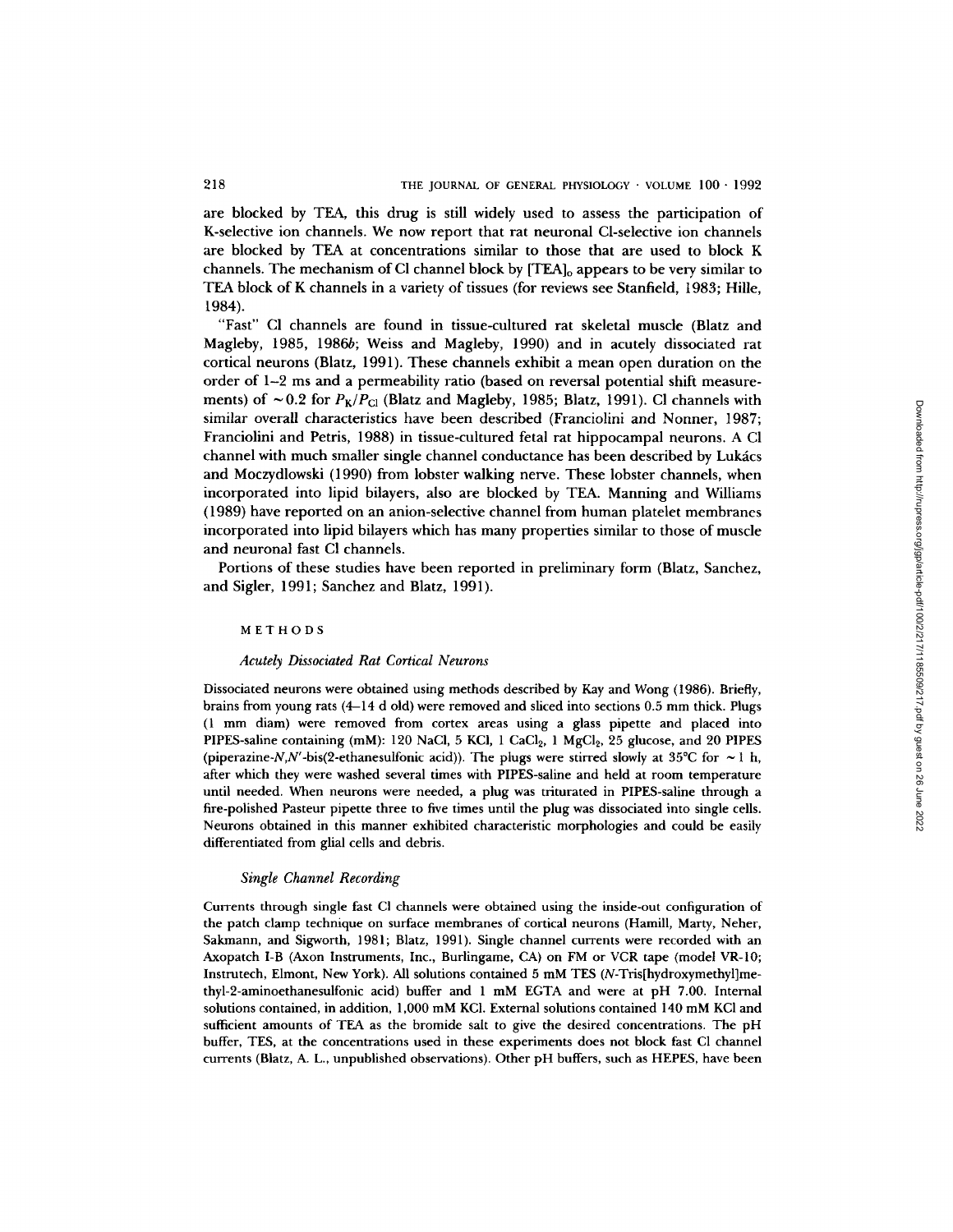are blocked by TEA, this drug is still widely used to assess the participation of K-selective ion channels. We now report that rat neuronal Cl-selective ion channels are blocked by TEA at concentrations similar to those that are used to block K channels. The mechanism of Cl channel block by $[TEA]_o$ appears to be very similar to TEA block of K channels in a variety of tissues (for reviews see Stanfield, 1983; Hille, 1984).

"Fast" Cl channels are found in tissue-cultured rat skeletal muscle (Blatz and Magleby, 1985, 1986*b*; Weiss and Magleby, 1990) and in acutely dissociated rat cortical neurons (Blatz, 1991). These channels exhibit a mean open duration on the order of 1–2 ms and a permeability ratio (based on reversal potential shift measurements) of ~0.2 for $P_K/P_{Cl}$ (Blatz and Magleby, 1985; Blatz, 1991). Cl channels with similar overall characteristics have been described (Franciolini and Nonner, 1987; Franciolini and Petris, 1988) in tissue-cultured fetal rat hippocampal neurons. A Cl channel with much smaller single channel conductance has been described by Lukács and Moczydlowski (1990) from lobster walking nerve. These lobster channels, when incorporated into lipid bilayers, also are blocked by TEA. Manning and Williams (1989) have reported on an anion-selective channel from human platelet membranes incorporated into lipid bilayers which has many properties similar to those of muscle and neuronal fast Cl channels.

Portions of these studies have been reported in preliminary form (Blatz, Sanchez, and Sigler, 1991; Sanchez and Blatz, 1991).

## METHODS

### *Acutely Dissociated Rat Cortical Neurons*

Dissociated neurons were obtained using methods described by Kay and Wong (1986). Briefly, brains from young rats (4–14 d old) were removed and sliced into sections 0.5 mm thick. Plugs (1 mm diam) were removed from cortex areas using a glass pipette and placed into PIPES-saline containing (mM): 120 NaCl, 5 KCl, 1 $CaCl_2$, 1 $MgCl_2$, 25 glucose, and 20 PIPES (piperazine-*N*,*N'*-bis(2-ethanesulfonic acid)). The plugs were stirred slowly at 35°C for ~1 h, after which they were washed several times with PIPES-saline and held at room temperature until needed. When neurons were needed, a plug was triturated in PIPES-saline through a fire-polished Pasteur pipette three to five times until the plug was dissociated into single cells. Neurons obtained in this manner exhibited characteristic morphologies and could be easily differentiated from glial cells and debris.

### *Single Channel Recording*

Currents through single fast Cl channels were obtained using the inside-out configuration of the patch clamp technique on surface membranes of cortical neurons (Hamill, Marty, Neher, Sakmann, and Sigworth, 1981; Blatz, 1991). Single channel currents were recorded with an Axopatch I-B (Axon Instruments, Inc., Burlingame, CA) on FM or VCR tape (model VR-10; Instrutech, Elmont, New York). All solutions contained 5 mM TES (*N*-Tris[hydroxymethyl]methyl-2-aminoethanesulfonic acid) buffer and 1 mM EGTA and were at pH 7.00. Internal solutions contained, in addition, 1,000 mM KCl. External solutions contained 140 mM KCl and sufficient amounts of TEA as the bromide salt to give the desired concentrations. The pH buffer, TES, at the concentrations used in these experiments does not block fast Cl channel currents (Blatz, A. L., unpublished observations). Other pH buffers, such as HEPES, have been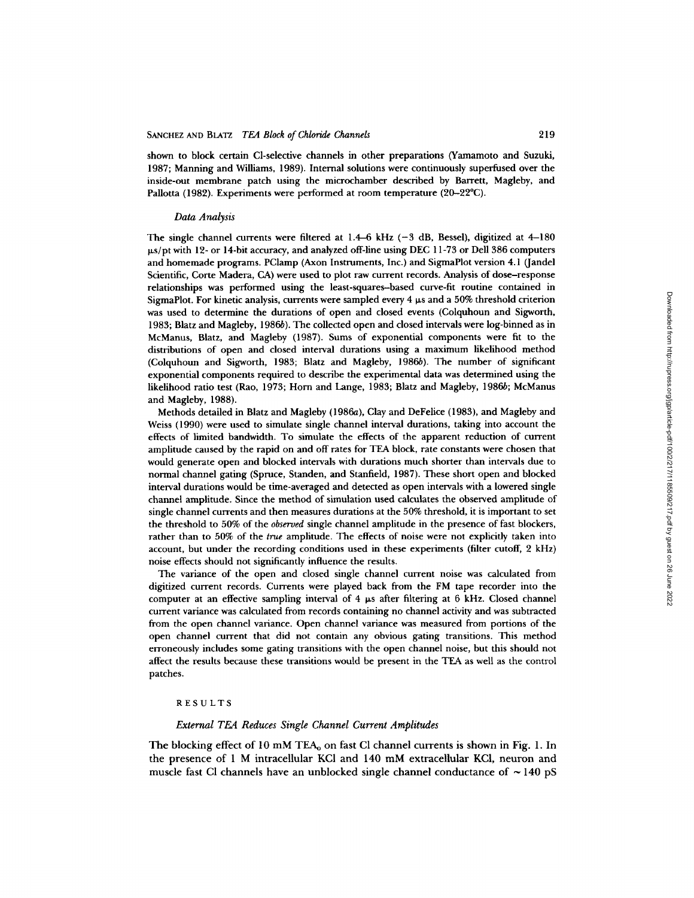shown to block certain Cl-selective channels in other preparations (Yamamoto and Suzuki, 1987; Manning and Williams, 1989). Internal solutions were continuously superfused over the inside-out membrane patch using the microchamber described by Barrett, Magleby, and Pallotta (1982). Experiments were performed at room temperature (20–22°C).

### *Data Analysis*

The single channel currents were filtered at 1.4–6 kHz (−3 dB, Bessel), digitized at 4–180 μs/pt with 12- or 14-bit accuracy, and analyzed off-line using DEC 11-73 or Dell 386 computers and homemade programs. PClamp (Axon Instruments, Inc.) and SigmaPlot version 4.1 (Jandel Scientific, Corte Madera, CA) were used to plot raw current records. Analysis of dose–response relationships was performed using the least-squares–based curve-fit routine contained in SigmaPlot. For kinetic analysis, currents were sampled every 4 μs and a 50% threshold criterion was used to determine the durations of open and closed events (Colquhoun and Sigworth, 1983; Blatz and Magleby, 1986*b*). The collected open and closed intervals were log-binned as in McManus, Blatz, and Magleby (1987). Sums of exponential components were fit to the distributions of open and closed interval durations using a maximum likelihood method (Colquhoun and Sigworth, 1983; Blatz and Magleby, 1986*b*). The number of significant exponential components required to describe the experimental data was determined using the likelihood ratio test (Rao, 1973; Horn and Lange, 1983; Blatz and Magleby, 1986*b*; McManus and Magleby, 1988).

Methods detailed in Blatz and Magleby (1986*a*), Clay and DeFelice (1983), and Magleby and Weiss (1990) were used to simulate single channel interval durations, taking into account the effects of limited bandwidth. To simulate the effects of the apparent reduction of current amplitude caused by the rapid on and off rates for TEA block, rate constants were chosen that would generate open and blocked intervals with durations much shorter than intervals due to normal channel gating (Spruce, Standen, and Stanfield, 1987). These short open and blocked interval durations would be time-averaged and detected as open intervals with a lowered single channel amplitude. Since the method of simulation used calculates the observed amplitude of single channel currents and then measures durations at the 50% threshold, it is important to set the threshold to 50% of the *observed* single channel amplitude in the presence of fast blockers, rather than to 50% of the *true* amplitude. The effects of noise were not explicitly taken into account, but under the recording conditions used in these experiments (filter cutoff, 2 kHz) noise effects should not significantly influence the results.

The variance of the open and closed single channel current noise was calculated from digitized current records. Currents were played back from the FM tape recorder into the computer at an effective sampling interval of 4 μs after filtering at 6 kHz. Closed channel current variance was calculated from records containing no channel activity and was subtracted from the open channel variance. Open channel variance was measured from portions of the open channel current that did not contain any obvious gating transitions. This method erroneously includes some gating transitions with the open channel noise, but this should not affect the results because these transitions would be present in the TEA as well as the control patches.

## RESULTS

### *External TEA Reduces Single Channel Current Amplitudes*

The blocking effect of 10 mM $TEA_o$ on fast Cl channel currents is shown in Fig. 1. In the presence of 1 M intracellular KCl and 140 mM extracellular KCl, neuron and muscle fast Cl channels have an unblocked single channel conductance of ~ 140 pS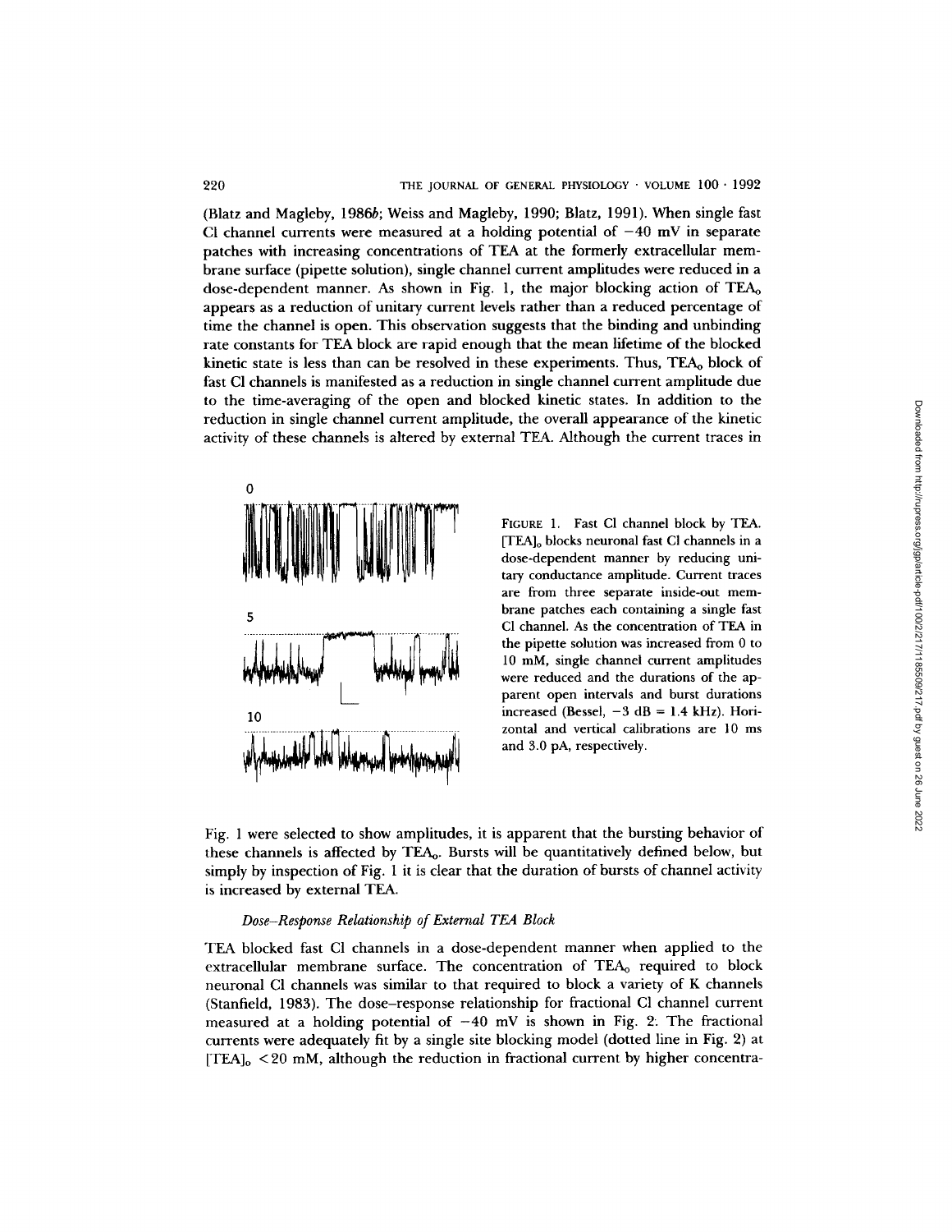(Blatz and Magleby, 1986*b*; Weiss and Magleby, 1990; Blatz, 1991). When single fast Cl channel currents were measured at a holding potential of −40 mV in separate patches with increasing concentrations of TEA at the formerly extracellular membrane surface (pipette solution), single channel current amplitudes were reduced in a dose-dependent manner. As shown in Fig. 1, the major blocking action of $TEA_o$ appears as a reduction of unitary current levels rather than a reduced percentage of time the channel is open. This observation suggests that the binding and unbinding rate constants for TEA block are rapid enough that the mean lifetime of the blocked kinetic state is less than can be resolved in these experiments. Thus, $TEA_o$ block of fast Cl channels is manifested as a reduction in single channel current amplitude due to the time-averaging of the open and blocked kinetic states. In addition to the reduction in single channel current amplitude, the overall appearance of the kinetic activity of these channels is altered by external TEA. Although the current traces in Fig. 1 were selected to show amplitudes, it is apparent that the bursting behavior of these channels is affected by $TEA_o$. Bursts will be quantitatively defined below, but simply by inspection of Fig. 1 it is clear that the duration of bursts of channel activity is increased by external TEA.

FIGURE 1. Fast Cl channel block by TEA. $[TEA]_o$ blocks neuronal fast Cl channels in a dose-dependent manner by reducing unitary conductance amplitude. Current traces are from three separate inside-out membrane patches each containing a single fast Cl channel. As the concentration of TEA in the pipette solution was increased from 0 to 10 mM, single channel current amplitudes were reduced and the durations of the apparent open intervals and burst durations increased (Bessel, −3 dB = 1.4 kHz). Horizontal and vertical calibrations are 10 ms and 3.0 pA, respectively.

### *Dose–Response Relationship of External TEA Block*

TEA blocked fast Cl channels in a dose-dependent manner when applied to the extracellular membrane surface. The concentration of $TEA_o$ required to block neuronal Cl channels was similar to that required to block a variety of K channels (Stanfield, 1983). The dose–response relationship for fractional Cl channel current measured at a holding potential of −40 mV is shown in Fig. 2. The fractional currents were adequately fit by a single site blocking model (dotted line in Fig. 2) at $[TEA]_o < 20$ mM, although the reduction in fractional current by higher concentra-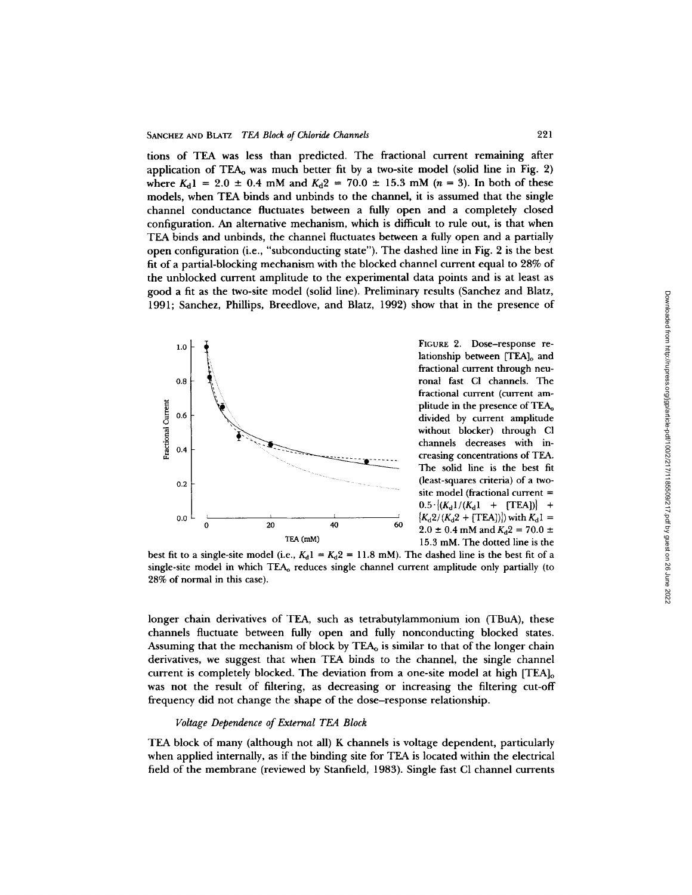tions of TEA was less than predicted. The fractional current remaining after application of $TEA_o$ was much better fit by a two-site model (solid line in Fig. 2) where $K_d1 = 2.0 \pm 0.4$ mM and $K_d2 = 70.0 \pm 15.3$ mM ($n = 3$). In both of these models, when TEA binds and unbinds to the channel, it is assumed that the single channel conductance fluctuates between a fully open and a completely closed configuration. An alternative mechanism, which is difficult to rule out, is that when TEA binds and unbinds, the channel fluctuates between a fully open and a partially open configuration (i.e., "subconducting state"). The dashed line in Fig. 2 is the best fit of a partial-blocking mechanism with the blocked channel current equal to 28% of the unblocked current amplitude to the experimental data points and is at least as good a fit as the two-site model (solid line). Preliminary results (Sanchez and Blatz, 1991; Sanchez, Phillips, Breedlove, and Blatz, 1992) show that in the presence of

FIGURE 2. Dose–response relationship between $[TEA]_o$ and fractional current through neuronal fast Cl channels. The fractional current (current amplitude in the presence of $TEA_o$ divided by current amplitude without blocker) through Cl channels decreases with increasing concentrations of TEA. The solid line is the best fit (least-squares criteria) of a two-site model (fractional current $= 0.5 \cdot \{(K_d1/(K_d1 + [TEA])\} + \{K_d2/(K_d2 + [TEA])\})$ with $K_d1 = 2.0 \pm 0.4$ mM and $K_d2 = 70.0 \pm 15.3$ mM. The dotted line is the best fit to a single-site model (i.e., $K_d1 = K_d2 = 11.8$ mM). The dashed line is the best fit of a single-site model in which $TEA_o$ reduces single channel current amplitude only partially (to 28% of normal in this case).

longer chain derivatives of TEA, such as tetrabutylammonium ion (TBuA), these channels fluctuate between fully open and fully nonconducting blocked states. Assuming that the mechanism of block by $TEA_o$ is similar to that of the longer chain derivatives, we suggest that when TEA binds to the channel, the single channel current is completely blocked. The deviation from a one-site model at high $[TEA]_o$ was not the result of filtering, as decreasing or increasing the filtering cut-off frequency did not change the shape of the dose–response relationship.

### *Voltage Dependence of External TEA Block*

TEA block of many (although not all) K channels is voltage dependent, particularly when applied internally, as if the binding site for TEA is located within the electrical field of the membrane (reviewed by Stanfield, 1983). Single fast Cl channel currents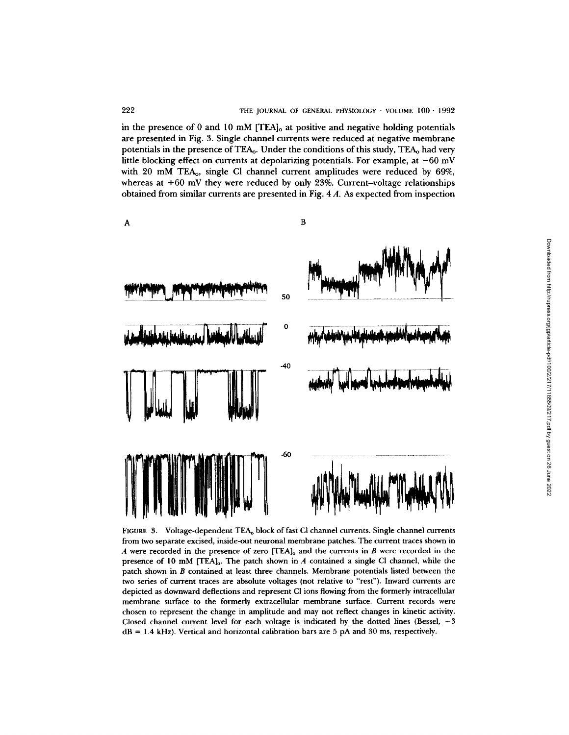in the presence of 0 and 10 mM $[TEA]_o$ at positive and negative holding potentials are presented in Fig. 3. Single channel currents were reduced at negative membrane potentials in the presence of $TEA_o$. Under the conditions of this study, $TEA_o$ had very little blocking effect on currents at depolarizing potentials. For example, at −60 mV with 20 mM $TEA_o$, single Cl channel current amplitudes were reduced by 69%, whereas at +60 mV they were reduced by only 23%. Current–voltage relationships obtained from similar currents are presented in Fig. 4 *A*. As expected from inspection

FIGURE 3. Voltage-dependent $TEA_o$ block of fast Cl channel currents. Single channel currents from two separate excised, inside-out neuronal membrane patches. The current traces shown in *A* were recorded in the presence of zero $[TEA]_o$ and the currents in *B* were recorded in the presence of 10 mM $[TEA]_o$. The patch shown in *A* contained a single Cl channel, while the patch shown in *B* contained at least three channels. Membrane potentials listed between the two series of current traces are absolute voltages (not relative to "rest"). Inward currents are depicted as downward deflections and represent Cl ions flowing from the formerly intracellular membrane surface to the formerly extracellular membrane surface. Current records were chosen to represent the change in amplitude and may not reflect changes in kinetic activity. Closed channel current level for each voltage is indicated by the dotted lines (Bessel, −3 dB = 1.4 kHz). Vertical and horizontal calibration bars are 5 pA and 30 ms, respectively.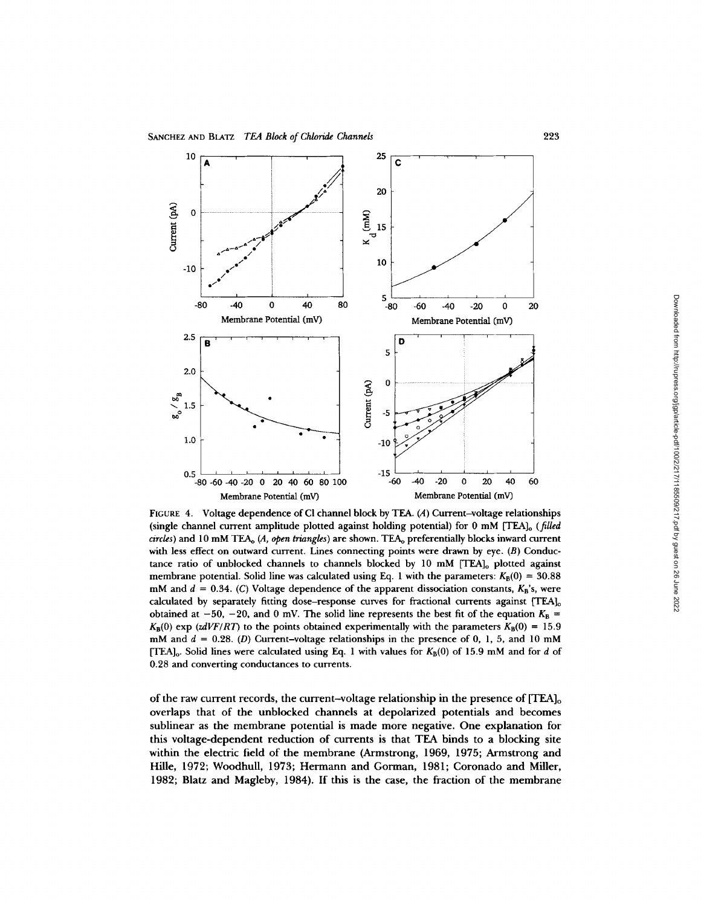FIGURE 4. Voltage dependence of Cl channel block by TEA. (*A*) Current–voltage relationships (single channel current amplitude plotted against holding potential) for 0 mM $[TEA]_o$ (*filled circles*) and 10 mM $TEA_o$ (*A, open triangles*) are shown. $TEA_o$ preferentially blocks inward current with less effect on outward current. Lines connecting points were drawn by eye. (*B*) Conductance ratio of unblocked channels to channels blocked by 10 mM $[TEA]_o$ plotted against membrane potential. Solid line was calculated using Eq. 1 with the parameters: $K_B(0) = 30.88$ mM and $d = 0.34$. (*C*) Voltage dependence of the apparent dissociation constants, $K_B$'s, were calculated by separately fitting dose–response curves for fractional currents against $[TEA]_o$ obtained at $-50$, $-20$, and 0 mV. The solid line represents the best fit of the equation $K_B = K_B(0) \exp(zdVF/RT)$ to the points obtained experimentally with the parameters $K_B(0) = 15.9$ mM and $d = 0.28$. (*D*) Current–voltage relationships in the presence of 0, 1, 5, and 10 mM $[TEA]_o$. Solid lines were calculated using Eq. 1 with values for $K_B(0)$ of 15.9 mM and for $d$ of 0.28 and converting conductances to currents.

of the raw current records, the current–voltage relationship in the presence of $[TEA]_o$ overlaps that of the unblocked channels at depolarized potentials and becomes sublinear as the membrane potential is made more negative. One explanation for this voltage-dependent reduction of currents is that TEA binds to a blocking site within the electric field of the membrane (Armstrong, 1969, 1975; Armstrong and Hille, 1972; Woodhull, 1973; Hermann and Gorman, 1981; Coronado and Miller, 1982; Blatz and Magleby, 1984). If this is the case, the fraction of the membrane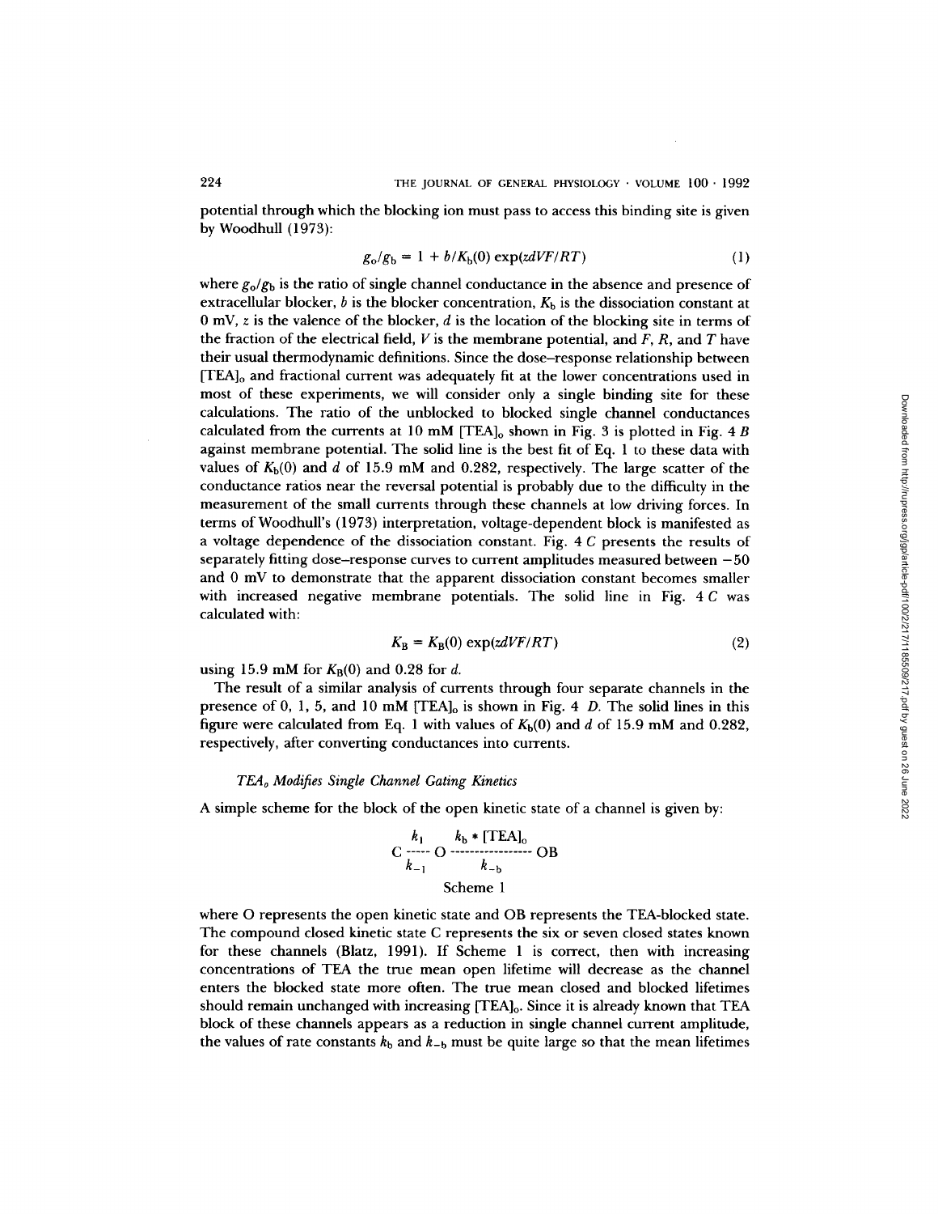potential through which the blocking ion must pass to access this binding site is given by Woodhull (1973):

$$g_o/g_b = 1 + b/K_b(0)\exp(zdVF/RT) \tag{1}$$

where $g_o/g_b$ is the ratio of single channel conductance in the absence and presence of extracellular blocker, $b$ is the blocker concentration, $K_b$ is the dissociation constant at 0 mV, $z$ is the valence of the blocker, $d$ is the location of the blocking site in terms of the fraction of the electrical field, $V$ is the membrane potential, and $F$, $R$, and $T$ have their usual thermodynamic definitions. Since the dose–response relationship between $[TEA]_o$ and fractional current was adequately fit at the lower concentrations used in most of these experiments, we will consider only a single binding site for these calculations. The ratio of the unblocked to blocked single channel conductances calculated from the currents at 10 mM $[TEA]_o$ shown in Fig. 3 is plotted in Fig. 4 *B* against membrane potential. The solid line is the best fit of Eq. 1 to these data with values of $K_b(0)$ and $d$ of 15.9 mM and 0.282, respectively. The large scatter of the conductance ratios near the reversal potential is probably due to the difficulty in the measurement of the small currents through these channels at low driving forces. In terms of Woodhull's (1973) interpretation, voltage-dependent block is manifested as a voltage dependence of the dissociation constant. Fig. 4 *C* presents the results of separately fitting dose–response curves to current amplitudes measured between −50 and 0 mV to demonstrate that the apparent dissociation constant becomes smaller with increased negative membrane potentials. The solid line in Fig. 4 *C* was calculated with:

$$K_B = K_B(0)\exp(zdVF/RT) \tag{2}$$

using 15.9 mM for $K_B(0)$ and 0.28 for $d$.

The result of a similar analysis of currents through four separate channels in the presence of 0, 1, 5, and 10 mM $[TEA]_o$ is shown in Fig. 4 *D*. The solid lines in this figure were calculated from Eq. 1 with values of $K_b(0)$ and $d$ of 15.9 mM and 0.282, respectively, after converting conductances into currents.

### *$TEA_o$ Modifies Single Channel Gating Kinetics*

A simple scheme for the block of the open kinetic state of a channel is given by:

$$C \underset{k_{-1}}{\overset{k_1}{\text{-----}}} O \underset{k_{-b}}{\overset{k_b * [TEA]_o}{\text{-----------------}}} OB$$

Scheme 1

where O represents the open kinetic state and OB represents the TEA-blocked state. The compound closed kinetic state C represents the six or seven closed states known for these channels (Blatz, 1991). If Scheme 1 is correct, then with increasing concentrations of TEA the true mean open lifetime will decrease as the channel enters the blocked state more often. The true mean closed and blocked lifetimes should remain unchanged with increasing $[TEA]_o$. Since it is already known that TEA block of these channels appears as a reduction in single channel current amplitude, the values of rate constants $k_b$ and $k_{-b}$ must be quite large so that the mean lifetimes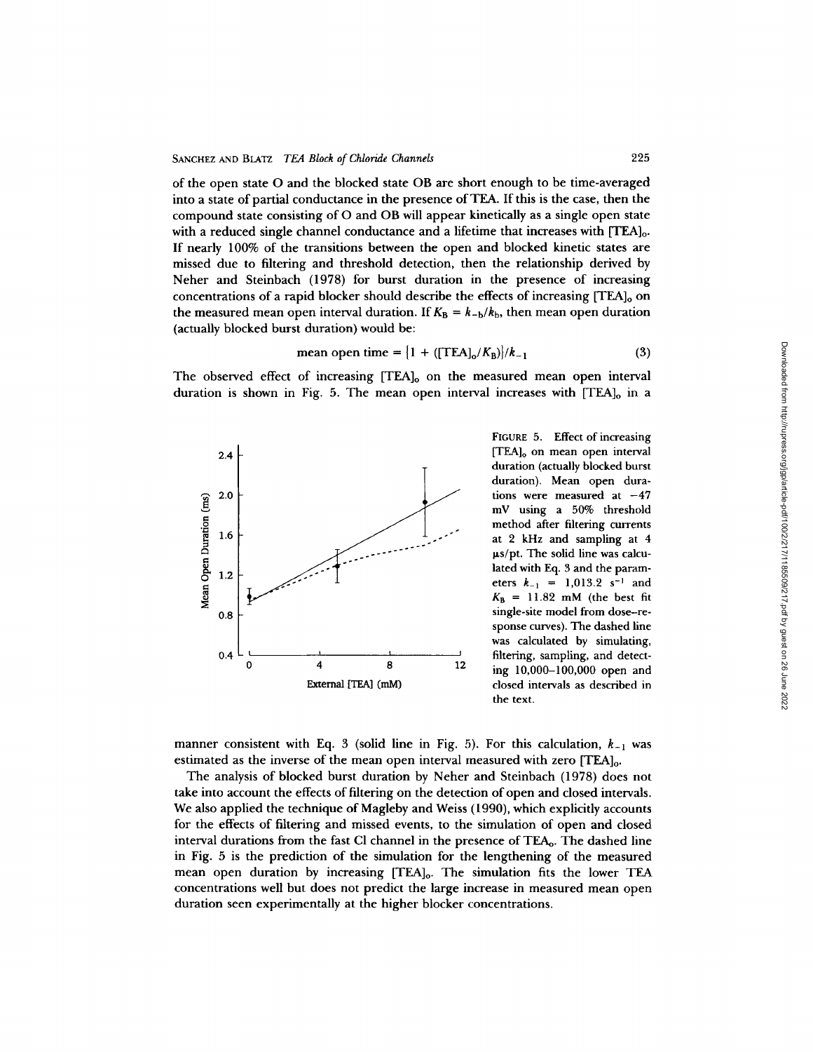of the open state O and the blocked state OB are short enough to be time-averaged into a state of partial conductance in the presence of TEA. If this is the case, then the compound state consisting of O and OB will appear kinetically as a single open state with a reduced single channel conductance and a lifetime that increases with $[TEA]_o$. If nearly 100% of the transitions between the open and blocked kinetic states are missed due to filtering and threshold detection, then the relationship derived by Neher and Steinbach (1978) for burst duration in the presence of increasing concentrations of a rapid blocker should describe the effects of increasing $[TEA]_o$ on the measured mean open interval duration. If $K_B = k_{-b}/k_b$, then mean open duration (actually blocked burst duration) would be:

$$\text{mean open time} = \{1 + ([TEA]_o/K_B)\}/k_{-1} \tag{3}$$

The observed effect of increasing $[TEA]_o$ on the measured mean open interval duration is shown in Fig. 5. The mean open interval increases with $[TEA]_o$ in a manner consistent with Eq. 3 (solid line in Fig. 5). For this calculation, $k_{-1}$ was estimated as the inverse of the mean open interval measured with zero $[TEA]_o$.

FIGURE 5. Effect of increasing $[TEA]_o$ on mean open interval duration (actually blocked burst duration). Mean open durations were measured at −47 mV using a 50% threshold method after filtering currents at 2 kHz and sampling at 4 μs/pt. The solid line was calculated with Eq. 3 and the parameters $k_{-1}$ = 1,013.2 $s^{-1}$ and $K_B$ = 11.82 mM (the best fit single-site model from dose–response curves). The dashed line was calculated by simulating, filtering, sampling, and detecting 10,000–100,000 open and closed intervals as described in the text.

The analysis of blocked burst duration by Neher and Steinbach (1978) does not take into account the effects of filtering on the detection of open and closed intervals. We also applied the technique of Magleby and Weiss (1990), which explicitly accounts for the effects of filtering and missed events, to the simulation of open and closed interval durations from the fast Cl channel in the presence of $TEA_o$. The dashed line in Fig. 5 is the prediction of the simulation for the lengthening of the measured mean open duration by increasing $[TEA]_o$. The simulation fits the lower TEA concentrations well but does not predict the large increase in measured mean open duration seen experimentally at the higher blocker concentrations.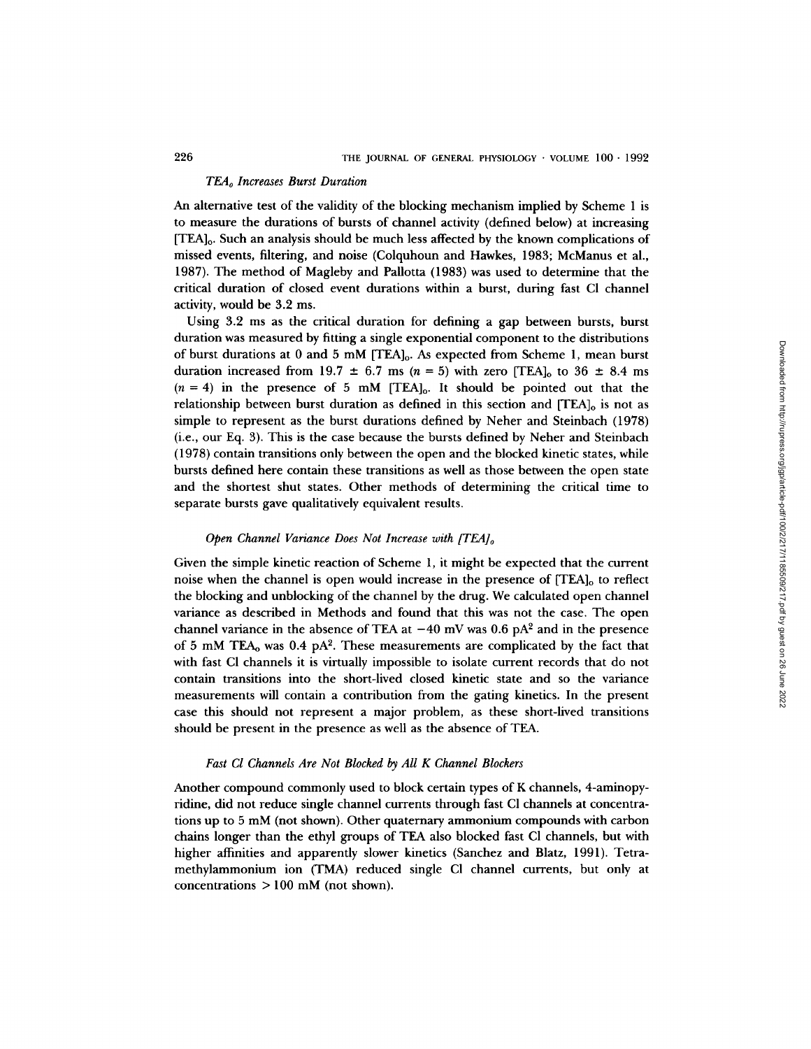### $TEA_o$ *Increases Burst Duration*

An alternative test of the validity of the blocking mechanism implied by Scheme 1 is to measure the durations of bursts of channel activity (defined below) at increasing $[TEA]_o$. Such an analysis should be much less affected by the known complications of missed events, filtering, and noise (Colquhoun and Hawkes, 1983; McManus et al., 1987). The method of Magleby and Pallotta (1983) was used to determine that the critical duration of closed event durations within a burst, during fast Cl channel activity, would be 3.2 ms.

Using 3.2 ms as the critical duration for defining a gap between bursts, burst duration was measured by fitting a single exponential component to the distributions of burst durations at 0 and 5 mM $[TEA]_o$. As expected from Scheme 1, mean burst duration increased from 19.7 ± 6.7 ms ($n = 5$) with zero $[TEA]_o$ to 36 ± 8.4 ms ($n = 4$) in the presence of 5 mM $[TEA]_o$. It should be pointed out that the relationship between burst duration as defined in this section and $[TEA]_o$ is not as simple to represent as the burst durations defined by Neher and Steinbach (1978) (i.e., our Eq. 3). This is the case because the bursts defined by Neher and Steinbach (1978) contain transitions only between the open and the blocked kinetic states, while bursts defined here contain these transitions as well as those between the open state and the shortest shut states. Other methods of determining the critical time to separate bursts gave qualitatively equivalent results.

### *Open Channel Variance Does Not Increase with* $[TEA]_o$

Given the simple kinetic reaction of Scheme 1, it might be expected that the current noise when the channel is open would increase in the presence of $[TEA]_o$ to reflect the blocking and unblocking of the channel by the drug. We calculated open channel variance as described in Methods and found that this was not the case. The open channel variance in the absence of TEA at −40 mV was 0.6 $pA^2$ and in the presence of 5 mM $TEA_o$ was 0.4 $pA^2$. These measurements are complicated by the fact that with fast Cl channels it is virtually impossible to isolate current records that do not contain transitions into the short-lived closed kinetic state and so the variance measurements will contain a contribution from the gating kinetics. In the present case this should not represent a major problem, as these short-lived transitions should be present in the presence as well as the absence of TEA.

### *Fast Cl Channels Are Not Blocked by All K Channel Blockers*

Another compound commonly used to block certain types of K channels, 4-aminopyridine, did not reduce single channel currents through fast Cl channels at concentrations up to 5 mM (not shown). Other quaternary ammonium compounds with carbon chains longer than the ethyl groups of TEA also blocked fast Cl channels, but with higher affinities and apparently slower kinetics (Sanchez and Blatz, 1991). Tetramethylammonium ion (TMA) reduced single Cl channel currents, but only at concentrations > 100 mM (not shown).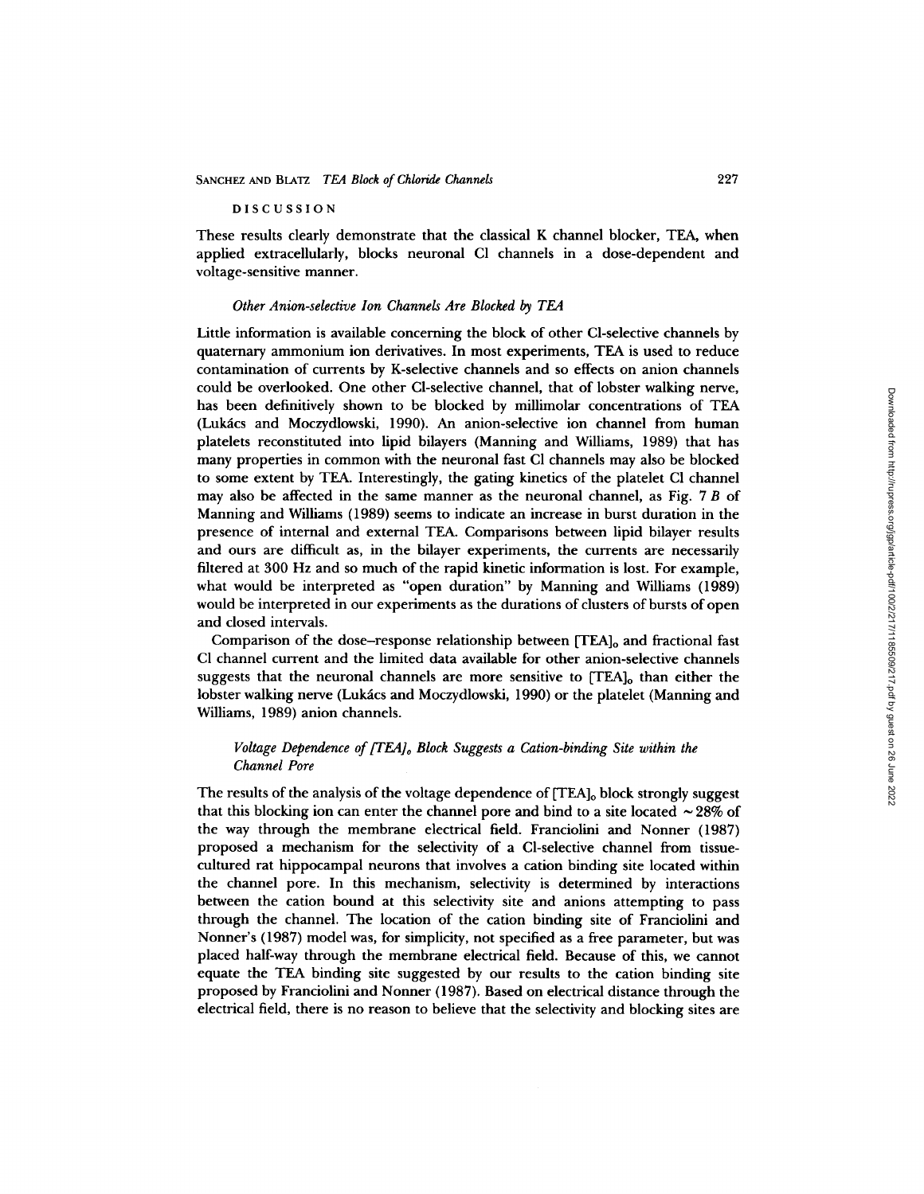## DISCUSSION

These results clearly demonstrate that the classical K channel blocker, TEA, when applied extracellularly, blocks neuronal Cl channels in a dose-dependent and voltage-sensitive manner.

### *Other Anion-selective Ion Channels Are Blocked by TEA*

Little information is available concerning the block of other Cl-selective channels by quaternary ammonium ion derivatives. In most experiments, TEA is used to reduce contamination of currents by K-selective channels and so effects on anion channels could be overlooked. One other Cl-selective channel, that of lobster walking nerve, has been definitively shown to be blocked by millimolar concentrations of TEA (Lukács and Moczydlowski, 1990). An anion-selective ion channel from human platelets reconstituted into lipid bilayers (Manning and Williams, 1989) that has many properties in common with the neuronal fast Cl channels may also be blocked to some extent by TEA. Interestingly, the gating kinetics of the platelet Cl channel may also be affected in the same manner as the neuronal channel, as Fig. 7 *B* of Manning and Williams (1989) seems to indicate an increase in burst duration in the presence of internal and external TEA. Comparisons between lipid bilayer results and ours are difficult as, in the bilayer experiments, the currents are necessarily filtered at 300 Hz and so much of the rapid kinetic information is lost. For example, what would be interpreted as "open duration" by Manning and Williams (1989) would be interpreted in our experiments as the durations of clusters of bursts of open and closed intervals.

Comparison of the dose–response relationship between $[TEA]_o$ and fractional fast Cl channel current and the limited data available for other anion-selective channels suggests that the neuronal channels are more sensitive to $[TEA]_o$ than either the lobster walking nerve (Lukács and Moczydlowski, 1990) or the platelet (Manning and Williams, 1989) anion channels.

### *Voltage Dependence of $[TEA]_o$ Block Suggests a Cation-binding Site within the Channel Pore*

The results of the analysis of the voltage dependence of $[TEA]_o$ block strongly suggest that this blocking ion can enter the channel pore and bind to a site located ~28% of the way through the membrane electrical field. Franciolini and Nonner (1987) proposed a mechanism for the selectivity of a Cl-selective channel from tissue-cultured rat hippocampal neurons that involves a cation binding site located within the channel pore. In this mechanism, selectivity is determined by interactions between the cation bound at this selectivity site and anions attempting to pass through the channel. The location of the cation binding site of Franciolini and Nonner's (1987) model was, for simplicity, not specified as a free parameter, but was placed half-way through the membrane electrical field. Because of this, we cannot equate the TEA binding site suggested by our results to the cation binding site proposed by Franciolini and Nonner (1987). Based on electrical distance through the electrical field, there is no reason to believe that the selectivity and blocking sites are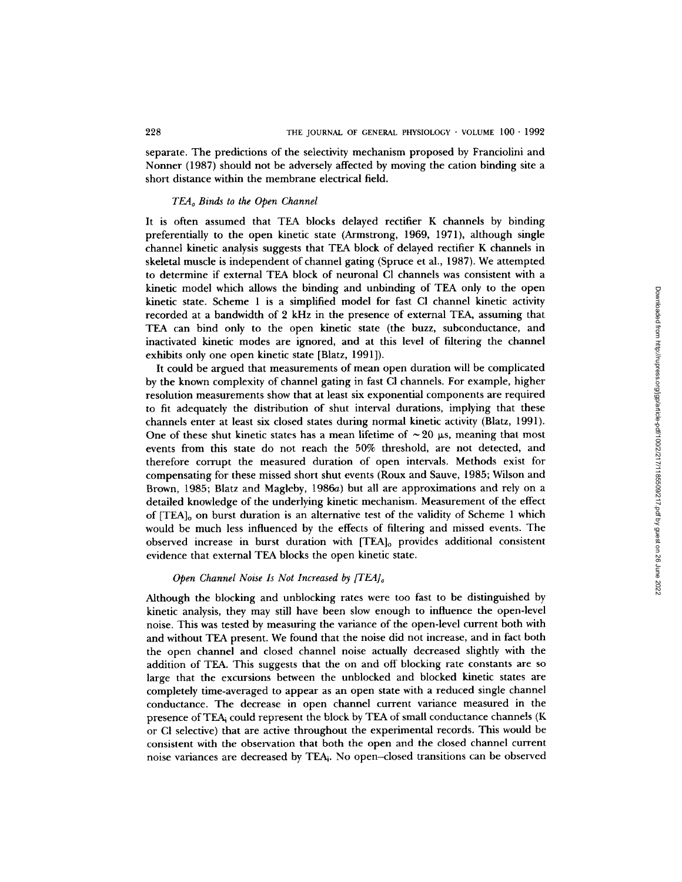separate. The predictions of the selectivity mechanism proposed by Franciolini and Nonner (1987) should not be adversely affected by moving the cation binding site a short distance within the membrane electrical field.

### *$TEA_o$ Binds to the Open Channel*

It is often assumed that TEA blocks delayed rectifier K channels by binding preferentially to the open kinetic state (Armstrong, 1969, 1971), although single channel kinetic analysis suggests that TEA block of delayed rectifier K channels in skeletal muscle is independent of channel gating (Spruce et al., 1987). We attempted to determine if external TEA block of neuronal Cl channels was consistent with a kinetic model which allows the binding and unbinding of TEA only to the open kinetic state. Scheme 1 is a simplified model for fast Cl channel kinetic activity recorded at a bandwidth of 2 kHz in the presence of external TEA, assuming that TEA can bind only to the open kinetic state (the buzz, subconductance, and inactivated kinetic modes are ignored, and at this level of filtering the channel exhibits only one open kinetic state [Blatz, 1991]).

It could be argued that measurements of mean open duration will be complicated by the known complexity of channel gating in fast Cl channels. For example, higher resolution measurements show that at least six exponential components are required to fit adequately the distribution of shut interval durations, implying that these channels enter at least six closed states during normal kinetic activity (Blatz, 1991). One of these shut kinetic states has a mean lifetime of ~20 μs, meaning that most events from this state do not reach the 50% threshold, are not detected, and therefore corrupt the measured duration of open intervals. Methods exist for compensating for these missed short shut events (Roux and Sauve, 1985; Wilson and Brown, 1985; Blatz and Magleby, 1986*a*) but all are approximations and rely on a detailed knowledge of the underlying kinetic mechanism. Measurement of the effect of $[TEA]_o$ on burst duration is an alternative test of the validity of Scheme 1 which would be much less influenced by the effects of filtering and missed events. The observed increase in burst duration with $[TEA]_o$ provides additional consistent evidence that external TEA blocks the open kinetic state.

### *Open Channel Noise Is Not Increased by $[TEA]_o$*

Although the blocking and unblocking rates were too fast to be distinguished by kinetic analysis, they may still have been slow enough to influence the open-level noise. This was tested by measuring the variance of the open-level current both with and without TEA present. We found that the noise did not increase, and in fact both the open channel and closed channel noise actually decreased slightly with the addition of TEA. This suggests that the on and off blocking rate constants are so large that the excursions between the unblocked and blocked kinetic states are completely time-averaged to appear as an open state with a reduced single channel conductance. The decrease in open channel current variance measured in the presence of $TEA_i$ could represent the block by TEA of small conductance channels (K or Cl selective) that are active throughout the experimental records. This would be consistent with the observation that both the open and the closed channel current noise variances are decreased by $TEA_i$. No open–closed transitions can be observed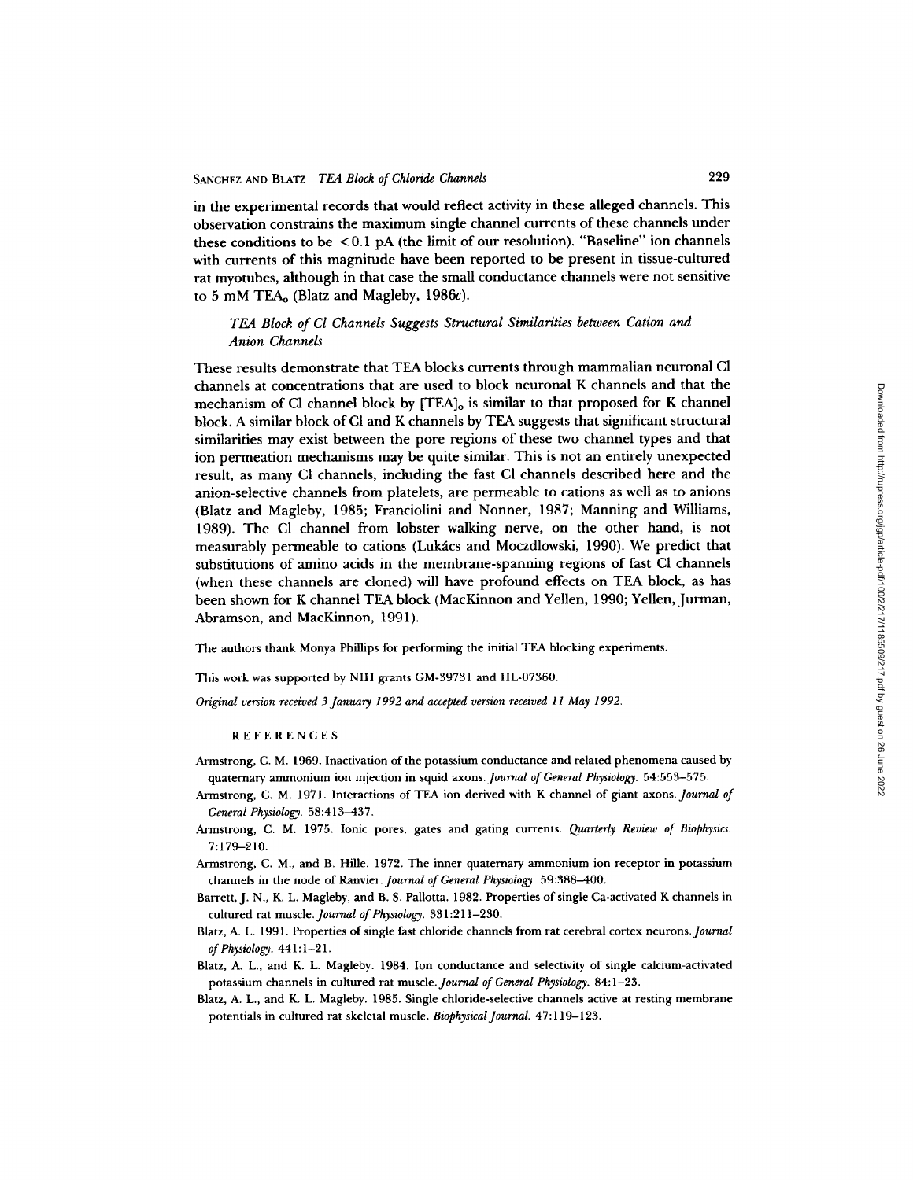in the experimental records that would reflect activity in these alleged channels. This observation constrains the maximum single channel currents of these channels under these conditions to be <0.1 pA (the limit of our resolution). "Baseline" ion channels with currents of this magnitude have been reported to be present in tissue-cultured rat myotubes, although in that case the small conductance channels were not sensitive to 5 mM $TEA_o$ (Blatz and Magleby, 1986*c*).

### *TEA Block of Cl Channels Suggests Structural Similarities between Cation and Anion Channels*

These results demonstrate that TEA blocks currents through mammalian neuronal Cl channels at concentrations that are used to block neuronal K channels and that the mechanism of Cl channel block by $[TEA]_o$ is similar to that proposed for K channel block. A similar block of Cl and K channels by TEA suggests that significant structural similarities may exist between the pore regions of these two channel types and that ion permeation mechanisms may be quite similar. This is not an entirely unexpected result, as many Cl channels, including the fast Cl channels described here and the anion-selective channels from platelets, are permeable to cations as well as to anions (Blatz and Magleby, 1985; Franciolini and Nonner, 1987; Manning and Williams, 1989). The Cl channel from lobster walking nerve, on the other hand, is not measurably permeable to cations (Lukács and Moczdlowski, 1990). We predict that substitutions of amino acids in the membrane-spanning regions of fast Cl channels (when these channels are cloned) will have profound effects on TEA block, as has been shown for K channel TEA block (MacKinnon and Yellen, 1990; Yellen, Jurman, Abramson, and MacKinnon, 1991).

The authors thank Monya Phillips for performing the initial TEA blocking experiments.

This work was supported by NIH grants GM-39731 and HL-07360.

*Original version received 3 January 1992 and accepted version received 11 May 1992.*

## REFERENCES

Armstrong, C. M. 1969. Inactivation of the potassium conductance and related phenomena caused by quaternary ammonium ion injection in squid axons. *Journal of General Physiology.* 54:553–575.

Armstrong, C. M. 1971. Interactions of TEA ion derived with K channel of giant axons. *Journal of General Physiology.* 58:413–437.

Armstrong, C. M. 1975. Ionic pores, gates and gating currents. *Quarterly Review of Biophysics.* 7:179–210.

Armstrong, C. M., and B. Hille. 1972. The inner quaternary ammonium ion receptor in potassium channels in the node of Ranvier. *Journal of General Physiology.* 59:388–400.

Barrett, J. N., K. L. Magleby, and B. S. Pallotta. 1982. Properties of single Ca-activated K channels in cultured rat muscle. *Journal of Physiology.* 331:211–230.

Blatz, A. L. 1991. Properties of single fast chloride channels from rat cerebral cortex neurons. *Journal of Physiology.* 441:1–21.

Blatz, A. L., and K. L. Magleby. 1984. Ion conductance and selectivity of single calcium-activated potassium channels in cultured rat muscle. *Journal of General Physiology.* 84:1–23.

Blatz, A. L., and K. L. Magleby. 1985. Single chloride-selective channels active at resting membrane potentials in cultured rat skeletal muscle. *Biophysical Journal.* 47:119–123.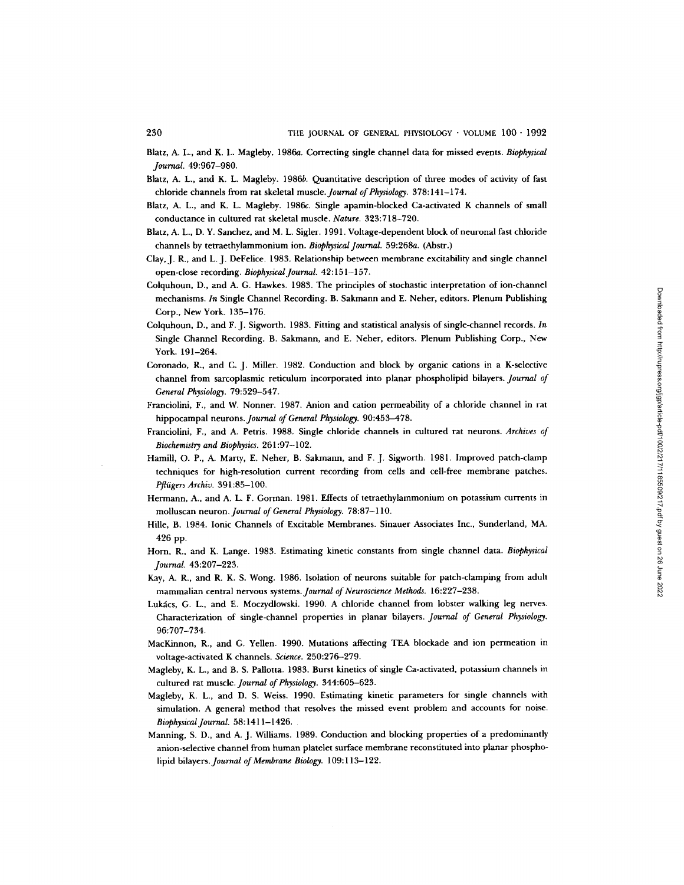Blatz, A. L., and K. L. Magleby. 1986*a*. Correcting single channel data for missed events. *Biophysical Journal*. 49:967–980.

Blatz, A. L., and K. L. Magleby. 1986*b*. Quantitative description of three modes of activity of fast chloride channels from rat skeletal muscle. *Journal of Physiology*. 378:141–174.

Blatz, A. L., and K. L. Magleby. 1986*c*. Single apamin-blocked Ca-activated K channels of small conductance in cultured rat skeletal muscle. *Nature*. 323:718–720.

Blatz, A. L., D. Y. Sanchez, and M. L. Sigler. 1991. Voltage-dependent block of neuronal fast chloride channels by tetraethylammonium ion. *Biophysical Journal*. 59:268*a*. (Abstr.)

Clay, J. R., and L. J. DeFelice. 1983. Relationship between membrane excitability and single channel open-close recording. *Biophysical Journal*. 42:151–157.

Colquhoun, D., and A. G. Hawkes. 1983. The principles of stochastic interpretation of ion-channel mechanisms. *In* Single Channel Recording. B. Sakmann and E. Neher, editors. Plenum Publishing Corp., New York. 135–176.

Colquhoun, D., and F. J. Sigworth. 1983. Fitting and statistical analysis of single-channel records. *In* Single Channel Recording. B. Sakmann, and E. Neher, editors. Plenum Publishing Corp., New York. 191–264.

Coronado, R., and C. J. Miller. 1982. Conduction and block by organic cations in a K-selective channel from sarcoplasmic reticulum incorporated into planar phospholipid bilayers. *Journal of General Physiology*. 79:529–547.

Franciolini, F., and W. Nonner. 1987. Anion and cation permeability of a chloride channel in rat hippocampal neurons. *Journal of General Physiology*. 90:453–478.

Franciolini, F., and A. Petris. 1988. Single chloride channels in cultured rat neurons. *Archives of Biochemistry and Biophysics*. 261:97–102.

Hamill, O. P., A. Marty, E. Neher, B. Sakmann, and F. J. Sigworth. 1981. Improved patch-clamp techniques for high-resolution current recording from cells and cell-free membrane patches. *Pflügers Archiv*. 391:85–100.

Hermann, A., and A. L. F. Gorman. 1981. Effects of tetraethylammonium on potassium currents in molluscan neuron. *Journal of General Physiology*. 78:87–110.

Hille, B. 1984. Ionic Channels of Excitable Membranes. Sinauer Associates Inc., Sunderland, MA. 426 pp.

Horn, R., and K. Lange. 1983. Estimating kinetic constants from single channel data. *Biophysical Journal*. 43:207–223.

Kay, A. R., and R. K. S. Wong. 1986. Isolation of neurons suitable for patch-clamping from adult mammalian central nervous systems. *Journal of Neuroscience Methods*. 16:227–238.

Lukács, G. L., and E. Moczydlowski. 1990. A chloride channel from lobster walking leg nerves. Characterization of single-channel properties in planar bilayers. *Journal of General Physiology*. 96:707–734.

MacKinnon, R., and G. Yellen. 1990. Mutations affecting TEA blockade and ion permeation in voltage-activated K channels. *Science*. 250:276–279.

Magleby, K. L., and B. S. Pallotta. 1983. Burst kinetics of single Ca-activated, potassium channels in cultured rat muscle. *Journal of Physiology*. 344:605–623.

Magleby, K. L., and D. S. Weiss. 1990. Estimating kinetic parameters for single channels with simulation. A general method that resolves the missed event problem and accounts for noise. *Biophysical Journal*. 58:1411–1426.

Manning, S. D., and A. J. Williams. 1989. Conduction and blocking properties of a predominantly anion-selective channel from human platelet surface membrane reconstituted into planar phospholipid bilayers. *Journal of Membrane Biology*. 109:113–122.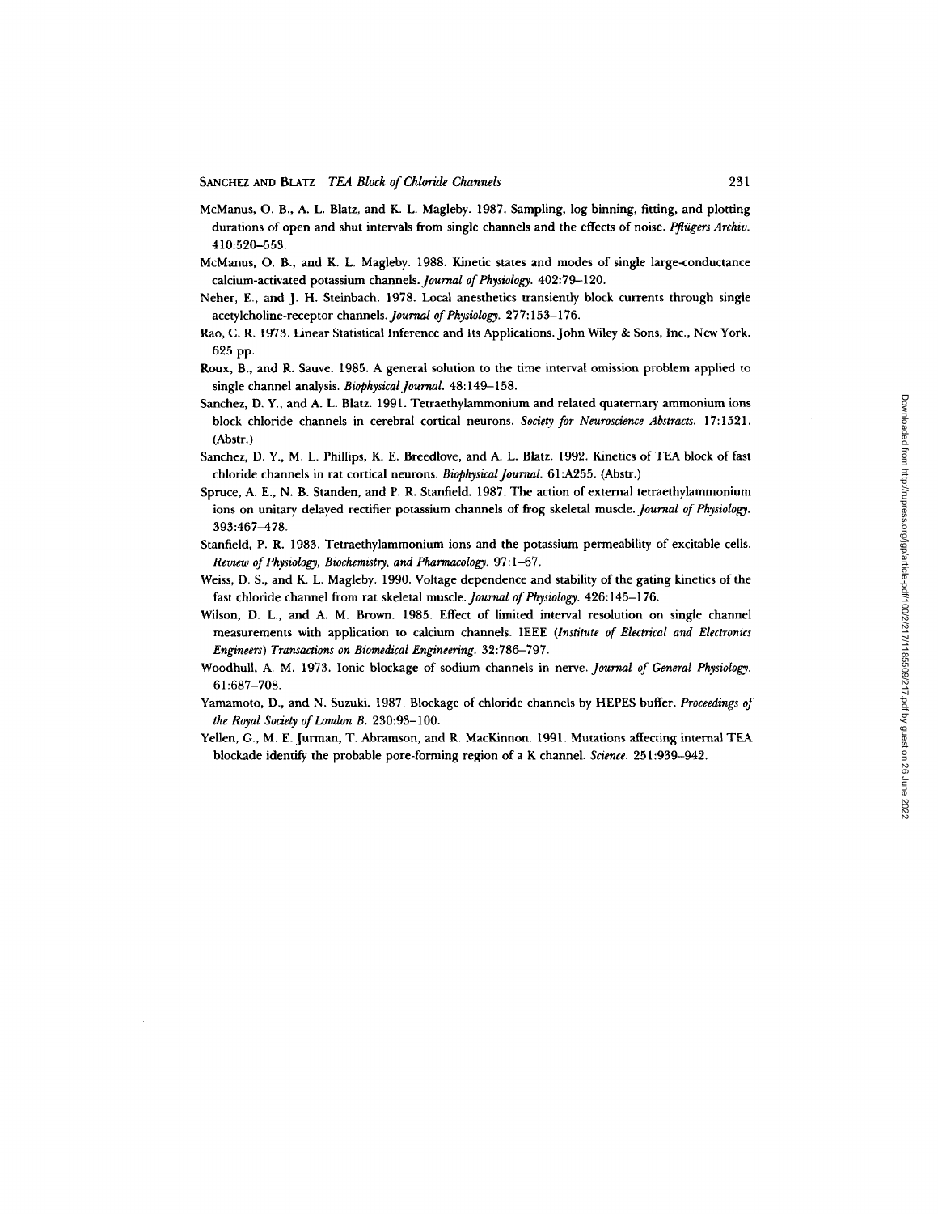McManus, O. B., A. L. Blatz, and K. L. Magleby. 1987. Sampling, log binning, fitting, and plotting durations of open and shut intervals from single channels and the effects of noise. *Pflügers Archiv.* 410:520–553.

McManus, O. B., and K. L. Magleby. 1988. Kinetic states and modes of single large-conductance calcium-activated potassium channels. *Journal of Physiology.* 402:79–120.

Neher, E., and J. H. Steinbach. 1978. Local anesthetics transiently block currents through single acetylcholine-receptor channels. *Journal of Physiology.* 277:153–176.

Rao, C. R. 1973. Linear Statistical Inference and Its Applications. John Wiley & Sons, Inc., New York. 625 pp.

Roux, B., and R. Sauve. 1985. A general solution to the time interval omission problem applied to single channel analysis. *Biophysical Journal.* 48:149–158.

Sanchez, D. Y., and A. L. Blatz. 1991. Tetraethylammonium and related quaternary ammonium ions block chloride channels in cerebral cortical neurons. *Society for Neuroscience Abstracts.* 17:1521. (Abstr.)

Sanchez, D. Y., M. L. Phillips, K. E. Breedlove, and A. L. Blatz. 1992. Kinetics of TEA block of fast chloride channels in rat cortical neurons. *Biophysical Journal.* 61:A255. (Abstr.)

Spruce, A. E., N. B. Standen, and P. R. Stanfield. 1987. The action of external tetraethylammonium ions on unitary delayed rectifier potassium channels of frog skeletal muscle. *Journal of Physiology.* 393:467–478.

Stanfield, P. R. 1983. Tetraethylammonium ions and the potassium permeability of excitable cells. *Review of Physiology, Biochemistry, and Pharmacology.* 97:1–67.

Weiss, D. S., and K. L. Magleby. 1990. Voltage dependence and stability of the gating kinetics of the fast chloride channel from rat skeletal muscle. *Journal of Physiology.* 426:145–176.

Wilson, D. L., and A. M. Brown. 1985. Effect of limited interval resolution on single channel measurements with application to calcium channels. IEEE (*Institute of Electrical and Electronics Engineers*) *Transactions on Biomedical Engineering.* 32:786–797.

Woodhull, A. M. 1973. Ionic blockage of sodium channels in nerve. *Journal of General Physiology.* 61:687–708.

Yamamoto, D., and N. Suzuki. 1987. Blockage of chloride channels by HEPES buffer. *Proceedings of the Royal Society of London B.* 230:93–100.

Yellen, G., M. E. Jurman, T. Abramson, and R. MacKinnon. 1991. Mutations affecting internal TEA blockade identify the probable pore-forming region of a K channel. *Science.* 251:939–942.